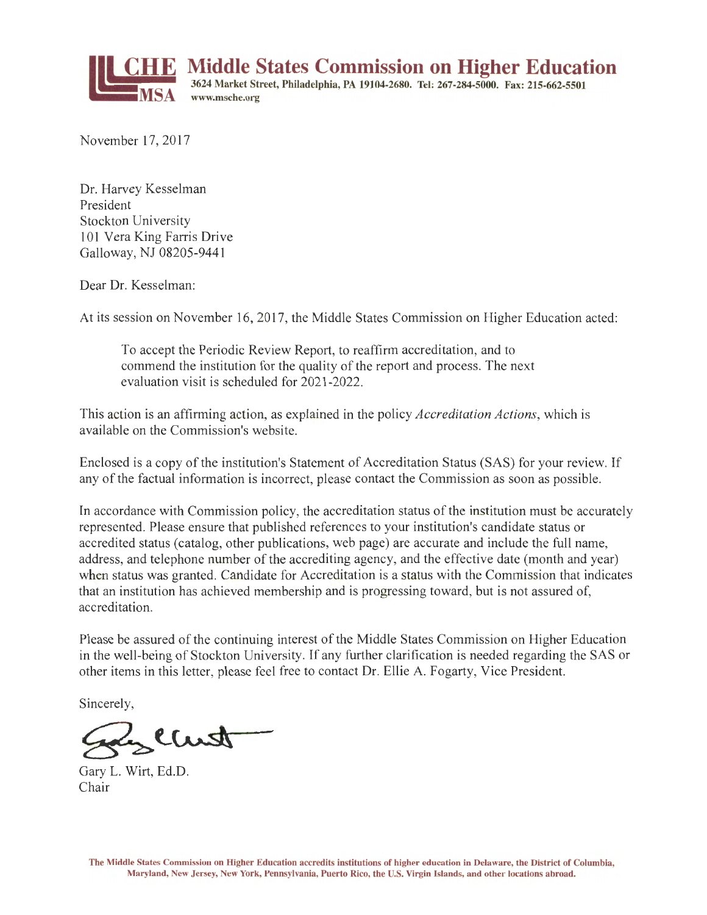# MSCHE Middle States Commission on Higher Education

**3624 Market Street, Philadelphia, PA 19104-2680. Tel: 267-284-5000. Fax: 215-662-5501**
**www.msche.org**

November 17, 2017

Dr. Harvey Kesselman
President
Stockton University
101 Vera King Farris Drive
Galloway, NJ 08205-9441

Dear Dr. Kesselman:

At its session on November 16, 2017, the Middle States Commission on Higher Education acted:

> To accept the Periodic Review Report, to reaffirm accreditation, and to commend the institution for the quality of the report and process. The next evaluation visit is scheduled for 2021-2022.

This action is an affirming action, as explained in the policy *Accreditation Actions*, which is available on the Commission's website.

Enclosed is a copy of the institution's Statement of Accreditation Status (SAS) for your review. If any of the factual information is incorrect, please contact the Commission as soon as possible.

In accordance with Commission policy, the accreditation status of the institution must be accurately represented. Please ensure that published references to your institution's candidate status or accredited status (catalog, other publications, web page) are accurate and include the full name, address, and telephone number of the accrediting agency, and the effective date (month and year) when status was granted. Candidate for Accreditation is a status with the Commission that indicates that an institution has achieved membership and is progressing toward, but is not assured of, accreditation.

Please be assured of the continuing interest of the Middle States Commission on Higher Education in the well-being of Stockton University. If any further clarification is needed regarding the SAS or other items in this letter, please feel free to contact Dr. Ellie A. Fogarty, Vice President.

Sincerely,

Gary L. Wirt, Ed.D.
Chair

**The Middle States Commission on Higher Education accredits institutions of higher education in Delaware, the District of Columbia, Maryland, New Jersey, New York, Pennsylvania, Puerto Rico, the U.S. Virgin Islands, and other locations abroad.**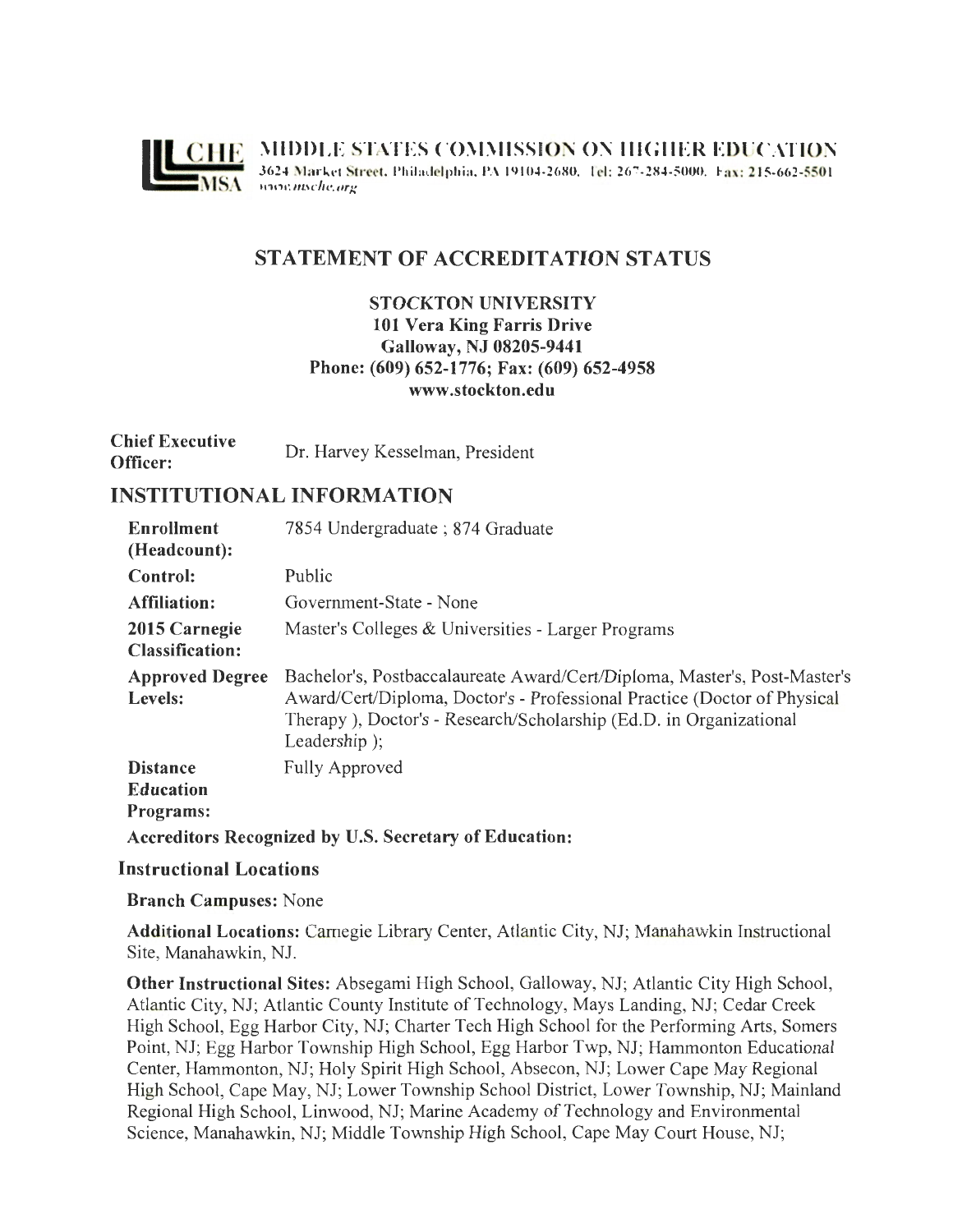**MIDDLE STATES COMMISSION ON HIGHER EDUCATION**
3624 Market Street, Philadelphia, PA 19104-2680. Tel: 267-284-5000. Fax: 215-662-5501
www.msche.org

# STATEMENT OF ACCREDITATION STATUS

**STOCKTON UNIVERSITY**
**101 Vera King Farris Drive**
**Galloway, NJ 08205-9441**
**Phone: (609) 652-1776; Fax: (609) 652-4958**
**www.stockton.edu**

| | |
|---|---|
| **Chief Executive Officer:** | Dr. Harvey Kesselman, President |

## INSTITUTIONAL INFORMATION

| | |
|---|---|
| **Enrollment (Headcount):** | 7854 Undergraduate ; 874 Graduate |
| **Control:** | Public |
| **Affiliation:** | Government-State - None |
| **2015 Carnegie Classification:** | Master's Colleges & Universities - Larger Programs |
| **Approved Degree Levels:** | Bachelor's, Postbaccalaureate Award/Cert/Diploma, Master's, Post-Master's Award/Cert/Diploma, Doctor's - Professional Practice (Doctor of Physical Therapy ), Doctor's - Research/Scholarship (Ed.D. in Organizational Leadership ); |
| **Distance Education Programs:** | Fully Approved |

**Accreditors Recognized by U.S. Secretary of Education:**

**Instructional Locations**

**Branch Campuses:** None

**Additional Locations:** Carnegie Library Center, Atlantic City, NJ; Manahawkin Instructional Site, Manahawkin, NJ.

**Other Instructional Sites:** Absegami High School, Galloway, NJ; Atlantic City High School, Atlantic City, NJ; Atlantic County Institute of Technology, Mays Landing, NJ; Cedar Creek High School, Egg Harbor City, NJ; Charter Tech High School for the Performing Arts, Somers Point, NJ; Egg Harbor Township High School, Egg Harbor Twp, NJ; Hammonton Educational Center, Hammonton, NJ; Holy Spirit High School, Absecon, NJ; Lower Cape May Regional High School, Cape May, NJ; Lower Township School District, Lower Township, NJ; Mainland Regional High School, Linwood, NJ; Marine Academy of Technology and Environmental Science, Manahawkin, NJ; Middle Township High School, Cape May Court House, NJ;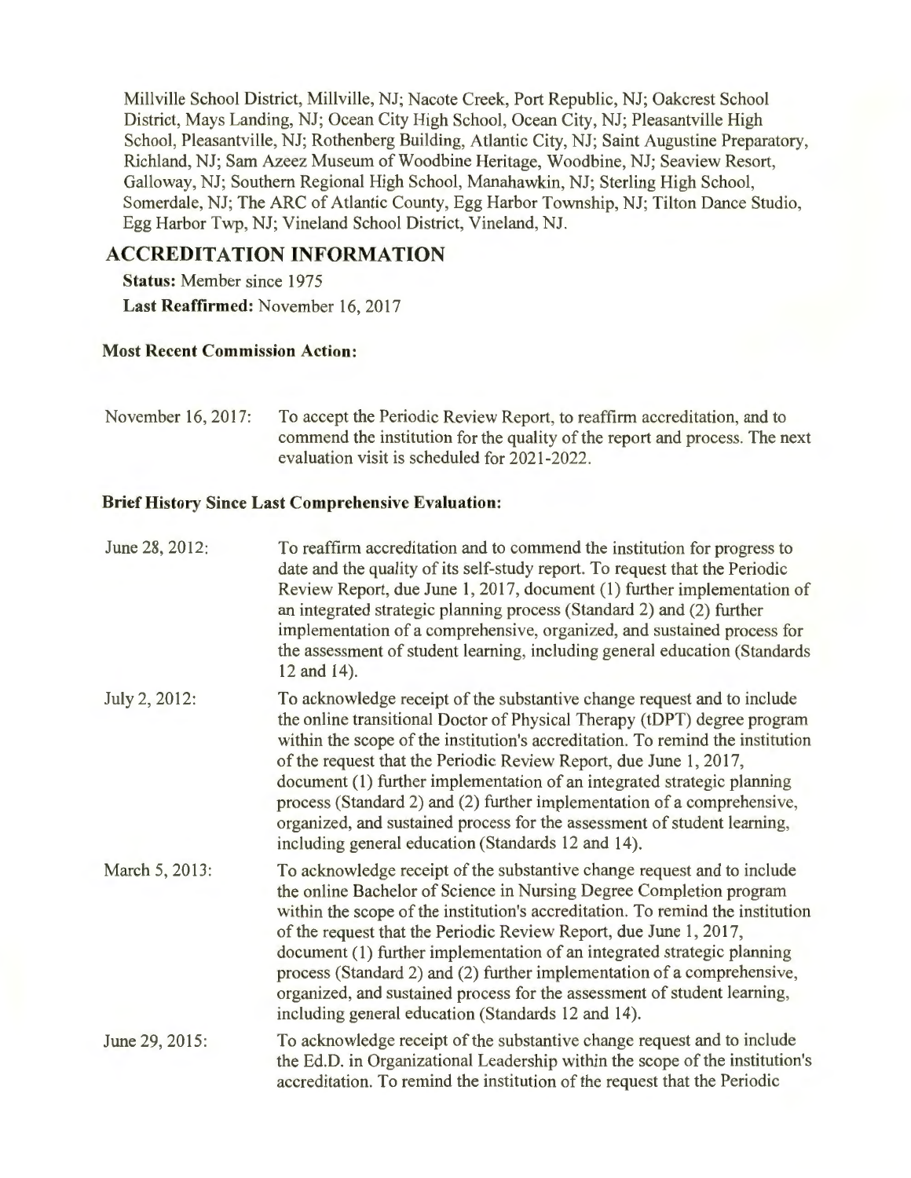Millville School District, Millville, NJ; Nacote Creek, Port Republic, NJ; Oakcrest School District, Mays Landing, NJ; Ocean City High School, Ocean City, NJ; Pleasantville High School, Pleasantville, NJ; Rothenberg Building, Atlantic City, NJ; Saint Augustine Preparatory, Richland, NJ; Sam Azeez Museum of Woodbine Heritage, Woodbine, NJ; Seaview Resort, Galloway, NJ; Southern Regional High School, Manahawkin, NJ; Sterling High School, Somerdale, NJ; The ARC of Atlantic County, Egg Harbor Township, NJ; Tilton Dance Studio, Egg Harbor Twp, NJ; Vineland School District, Vineland, NJ.

## ACCREDITATION INFORMATION

**Status:** Member since 1975

**Last Reaffirmed:** November 16, 2017

### Most Recent Commission Action:

November 16, 2017: To accept the Periodic Review Report, to reaffirm accreditation, and to commend the institution for the quality of the report and process. The next evaluation visit is scheduled for 2021-2022.

### Brief History Since Last Comprehensive Evaluation:

June 28, 2012: To reaffirm accreditation and to commend the institution for progress to date and the quality of its self-study report. To request that the Periodic Review Report, due June 1, 2017, document (1) further implementation of an integrated strategic planning process (Standard 2) and (2) further implementation of a comprehensive, organized, and sustained process for the assessment of student learning, including general education (Standards 12 and 14).

July 2, 2012: To acknowledge receipt of the substantive change request and to include the online transitional Doctor of Physical Therapy (tDPT) degree program within the scope of the institution's accreditation. To remind the institution of the request that the Periodic Review Report, due June 1, 2017, document (1) further implementation of an integrated strategic planning process (Standard 2) and (2) further implementation of a comprehensive, organized, and sustained process for the assessment of student learning, including general education (Standards 12 and 14).

March 5, 2013: To acknowledge receipt of the substantive change request and to include the online Bachelor of Science in Nursing Degree Completion program within the scope of the institution's accreditation. To remind the institution of the request that the Periodic Review Report, due June 1, 2017, document (1) further implementation of an integrated strategic planning process (Standard 2) and (2) further implementation of a comprehensive, organized, and sustained process for the assessment of student learning, including general education (Standards 12 and 14).

June 29, 2015: To acknowledge receipt of the substantive change request and to include the Ed.D. in Organizational Leadership within the scope of the institution's accreditation. To remind the institution of the request that the Periodic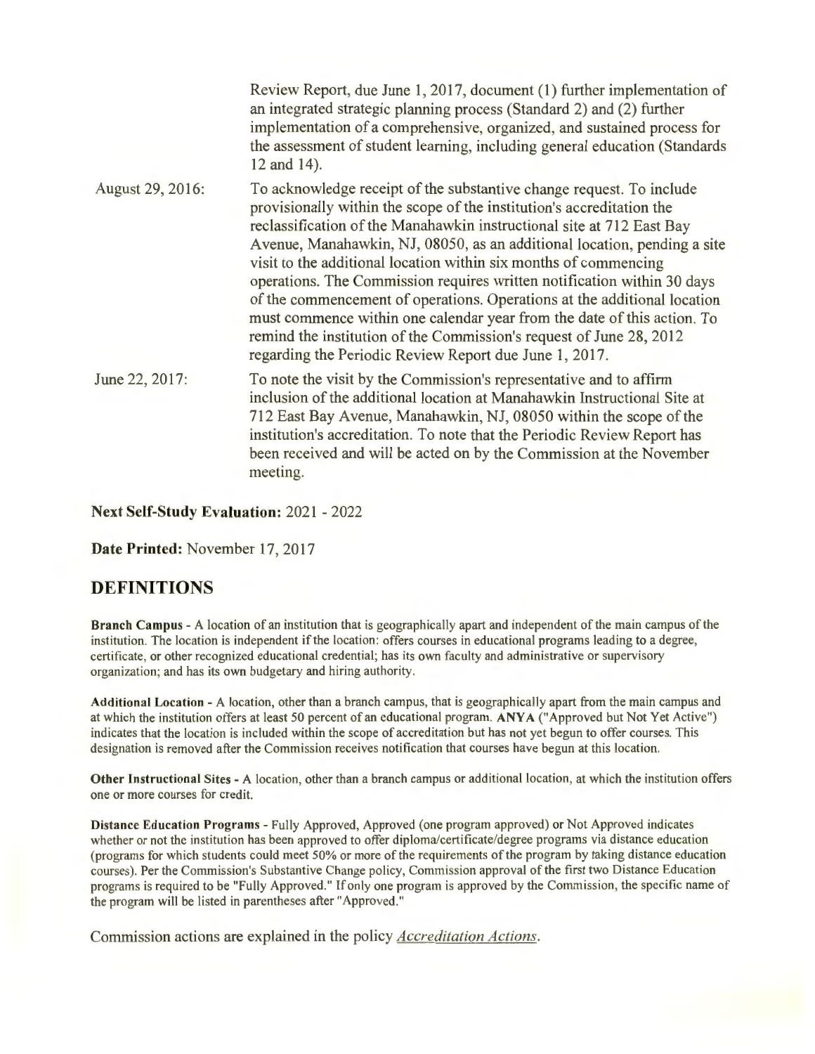|  |  |
| --- | --- |
|  | Review Report, due June 1, 2017, document (1) further implementation of an integrated strategic planning process (Standard 2) and (2) further implementation of a comprehensive, organized, and sustained process for the assessment of student learning, including general education (Standards 12 and 14). |
| August 29, 2016: | To acknowledge receipt of the substantive change request. To include provisionally within the scope of the institution's accreditation the reclassification of the Manahawkin instructional site at 712 East Bay Avenue, Manahawkin, NJ, 08050, as an additional location, pending a site visit to the additional location within six months of commencing operations. The Commission requires written notification within 30 days of the commencement of operations. Operations at the additional location must commence within one calendar year from the date of this action. To remind the institution of the Commission's request of June 28, 2012 regarding the Periodic Review Report due June 1, 2017. |
| June 22, 2017: | To note the visit by the Commission's representative and to affirm inclusion of the additional location at Manahawkin Instructional Site at 712 East Bay Avenue, Manahawkin, NJ, 08050 within the scope of the institution's accreditation. To note that the Periodic Review Report has been received and will be acted on by the Commission at the November meeting. |

**Next Self-Study Evaluation:** 2021 - 2022

**Date Printed:** November 17, 2017

## DEFINITIONS

**Branch Campus** - A location of an institution that is geographically apart and independent of the main campus of the institution. The location is independent if the location: offers courses in educational programs leading to a degree, certificate, or other recognized educational credential; has its own faculty and administrative or supervisory organization; and has its own budgetary and hiring authority.

**Additional Location** - A location, other than a branch campus, that is geographically apart from the main campus and at which the institution offers at least 50 percent of an educational program. **ANYA** ("Approved but Not Yet Active") indicates that the location is included within the scope of accreditation but has not yet begun to offer courses. This designation is removed after the Commission receives notification that courses have begun at this location.

**Other Instructional Sites** - A location, other than a branch campus or additional location, at which the institution offers one or more courses for credit.

**Distance Education Programs** - Fully Approved, Approved (one program approved) or Not Approved indicates whether or not the institution has been approved to offer diploma/certificate/degree programs via distance education (programs for which students could meet 50% or more of the requirements of the program by taking distance education courses). Per the Commission's Substantive Change policy, Commission approval of the first two Distance Education programs is required to be "Fully Approved." If only one program is approved by the Commission, the specific name of the program will be listed in parentheses after "Approved."

Commission actions are explained in the policy *Accreditation Actions*.